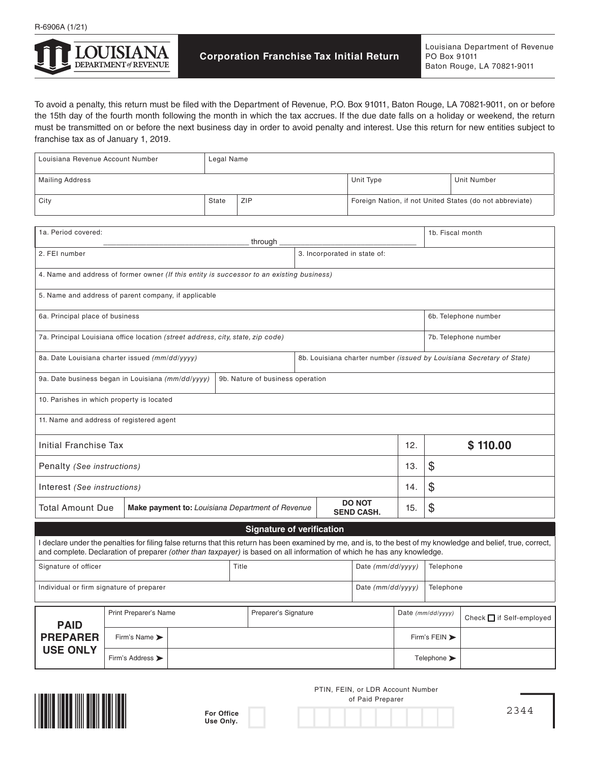R-6906A (1/21)

**LOUISIANA DEPARTMENT of REVENUE**

# Corporation Franchise Tax Initial Return

Louisiana Department of Revenue
PO Box 91011
Baton Rouge, LA 70821-9011

To avoid a penalty, this return must be filed with the Department of Revenue, P.O. Box 91011, Baton Rouge, LA 70821-9011, on or before the 15th day of the fourth month following the month in which the tax accrues. If the due date falls on a holiday or weekend, the return must be transmitted on or before the next business day in order to avoid penalty and interest. Use this return for new entities subject to franchise tax as of January 1, 2019.

| Louisiana Revenue Account Number | Legal Name | | |
|---|---|---|---|
| Mailing Address | | Unit Type | Unit Number |
| City | State | ZIP | Foreign Nation, if not United States (do not abbreviate) |

| | |
|---|---|
| 1a. Period covered: ______________ through ______________ | 1b. Fiscal month |
| 2. FEI number | 3. Incorporated in state of: |
| 4. Name and address of former owner *(If this entity is successor to an existing business)* | |
| 5. Name and address of parent company, if applicable | |
| 6a. Principal place of business | 6b. Telephone number |
| 7a. Principal Louisiana office location *(street address, city, state, zip code)* | 7b. Telephone number |
| 8a. Date Louisiana charter issued *(mm/dd/yyyy)* | 8b. Louisiana charter number *(issued by Louisiana Secretary of State)* |
| 9a. Date business began in Louisiana *(mm/dd/yyyy)* | 9b. Nature of business operation |
| 10. Parishes in which property is located | |
| 11. Name and address of registered agent | |

| | | | |
|---|---|---|---|
| Initial Franchise Tax | | 12. | **$ 110.00** |
| Penalty *(See instructions)* | | 13. | $ |
| Interest *(See instructions)* | | 14. | $ |
| Total Amount Due | **Make payment to:** *Louisiana Department of Revenue* — **DO NOT SEND CASH.** | 15. | $ |

## Signature of verification

I declare under the penalties for filing false returns that this return has been examined by me, and is, to the best of my knowledge and belief, true, correct, and complete. Declaration of preparer *(other than taxpayer)* is based on all information of which he has any knowledge.

| Signature of officer | Title | Date *(mm/dd/yyyy)* | Telephone |
|---|---|---|---|
| Individual or firm signature of preparer | | Date *(mm/dd/yyyy)* | Telephone |

| **PAID PREPARER USE ONLY** | | | |
|---|---|---|---|
| Print Preparer's Name | Preparer's Signature | Date *(mm/dd/yyyy)* | Check ☐ if Self-employed |
| Firm's Name ➤ | | Firm's FEIN ➤ | |
| Firm's Address ➤ | | Telephone ➤ | |

**For Office Use Only.**

PTIN, FEIN, or LDR Account Number of Paid Preparer

2344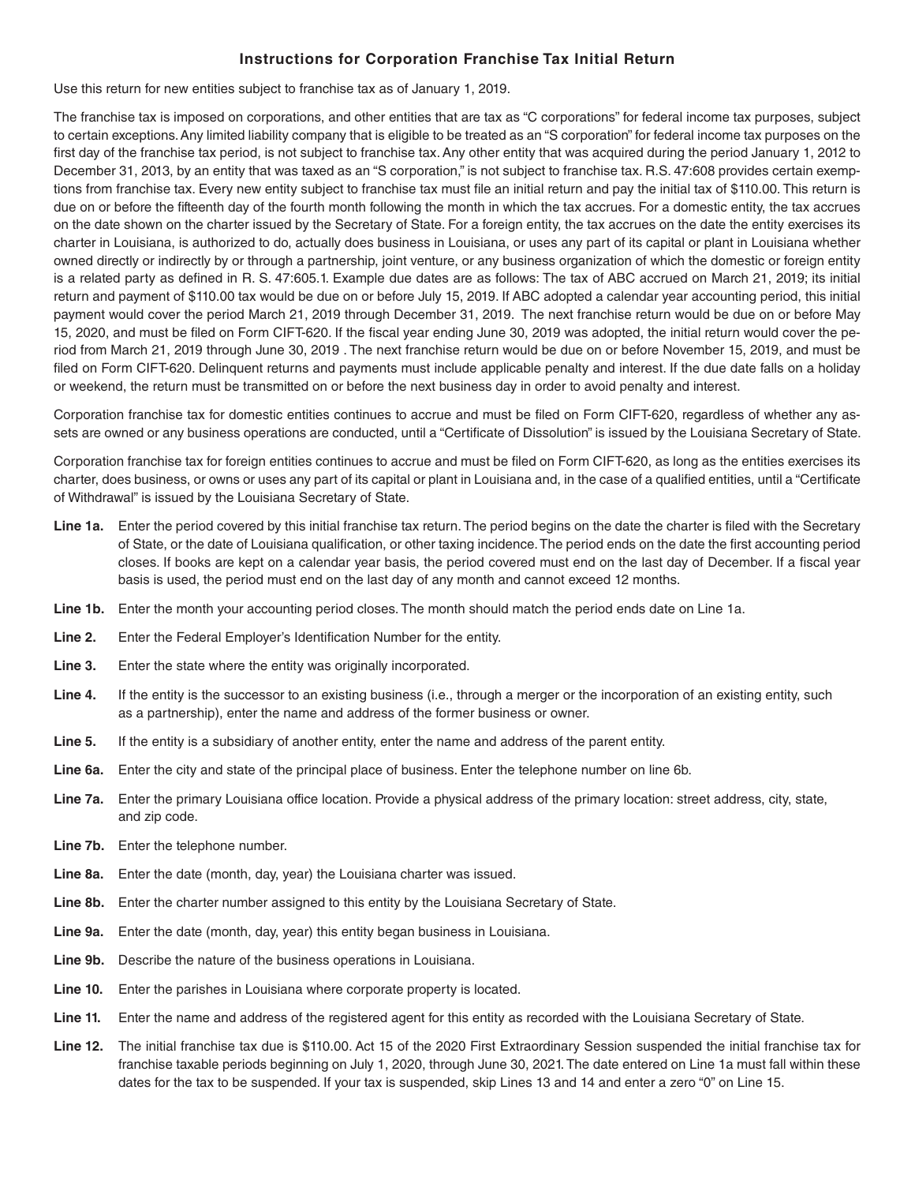## Instructions for Corporation Franchise Tax Initial Return

Use this return for new entities subject to franchise tax as of January 1, 2019.

The franchise tax is imposed on corporations, and other entities that are tax as "C corporations" for federal income tax purposes, subject to certain exceptions. Any limited liability company that is eligible to be treated as an "S corporation" for federal income tax purposes on the first day of the franchise tax period, is not subject to franchise tax. Any other entity that was acquired during the period January 1, 2012 to December 31, 2013, by an entity that was taxed as an "S corporation," is not subject to franchise tax. R.S. 47:608 provides certain exemptions from franchise tax. Every new entity subject to franchise tax must file an initial return and pay the initial tax of $110.00. This return is due on or before the fifteenth day of the fourth month following the month in which the tax accrues. For a domestic entity, the tax accrues on the date shown on the charter issued by the Secretary of State. For a foreign entity, the tax accrues on the date the entity exercises its charter in Louisiana, is authorized to do, actually does business in Louisiana, or uses any part of its capital or plant in Louisiana whether owned directly or indirectly by or through a partnership, joint venture, or any business organization of which the domestic or foreign entity is a related party as defined in R. S. 47:605.1. Example due dates are as follows: The tax of ABC accrued on March 21, 2019; its initial return and payment of $110.00 tax would be due on or before July 15, 2019. If ABC adopted a calendar year accounting period, this initial payment would cover the period March 21, 2019 through December 31, 2019. The next franchise return would be due on or before May 15, 2020, and must be filed on Form CIFT-620. If the fiscal year ending June 30, 2019 was adopted, the initial return would cover the period from March 21, 2019 through June 30, 2019 . The next franchise return would be due on or before November 15, 2019, and must be filed on Form CIFT-620. Delinquent returns and payments must include applicable penalty and interest. If the due date falls on a holiday or weekend, the return must be transmitted on or before the next business day in order to avoid penalty and interest.

Corporation franchise tax for domestic entities continues to accrue and must be filed on Form CIFT-620, regardless of whether any assets are owned or any business operations are conducted, until a "Certificate of Dissolution" is issued by the Louisiana Secretary of State.

Corporation franchise tax for foreign entities continues to accrue and must be filed on Form CIFT-620, as long as the entities exercises its charter, does business, or owns or uses any part of its capital or plant in Louisiana and, in the case of a qualified entities, until a "Certificate of Withdrawal" is issued by the Louisiana Secretary of State.

**Line 1a.** Enter the period covered by this initial franchise tax return. The period begins on the date the charter is filed with the Secretary of State, or the date of Louisiana qualification, or other taxing incidence. The period ends on the date the first accounting period closes. If books are kept on a calendar year basis, the period covered must end on the last day of December. If a fiscal year basis is used, the period must end on the last day of any month and cannot exceed 12 months.

**Line 1b.** Enter the month your accounting period closes. The month should match the period ends date on Line 1a.

**Line 2.** Enter the Federal Employer's Identification Number for the entity.

**Line 3.** Enter the state where the entity was originally incorporated.

**Line 4.** If the entity is the successor to an existing business (i.e., through a merger or the incorporation of an existing entity, such as a partnership), enter the name and address of the former business or owner.

**Line 5.** If the entity is a subsidiary of another entity, enter the name and address of the parent entity.

**Line 6a.** Enter the city and state of the principal place of business. Enter the telephone number on line 6b.

**Line 7a.** Enter the primary Louisiana office location. Provide a physical address of the primary location: street address, city, state, and zip code.

**Line 7b.** Enter the telephone number.

**Line 8a.** Enter the date (month, day, year) the Louisiana charter was issued.

**Line 8b.** Enter the charter number assigned to this entity by the Louisiana Secretary of State.

**Line 9a.** Enter the date (month, day, year) this entity began business in Louisiana.

**Line 9b.** Describe the nature of the business operations in Louisiana.

**Line 10.** Enter the parishes in Louisiana where corporate property is located.

**Line 11.** Enter the name and address of the registered agent for this entity as recorded with the Louisiana Secretary of State.

**Line 12.** The initial franchise tax due is $110.00. Act 15 of the 2020 First Extraordinary Session suspended the initial franchise tax for franchise taxable periods beginning on July 1, 2020, through June 30, 2021. The date entered on Line 1a must fall within these dates for the tax to be suspended. If your tax is suspended, skip Lines 13 and 14 and enter a zero "0" on Line 15.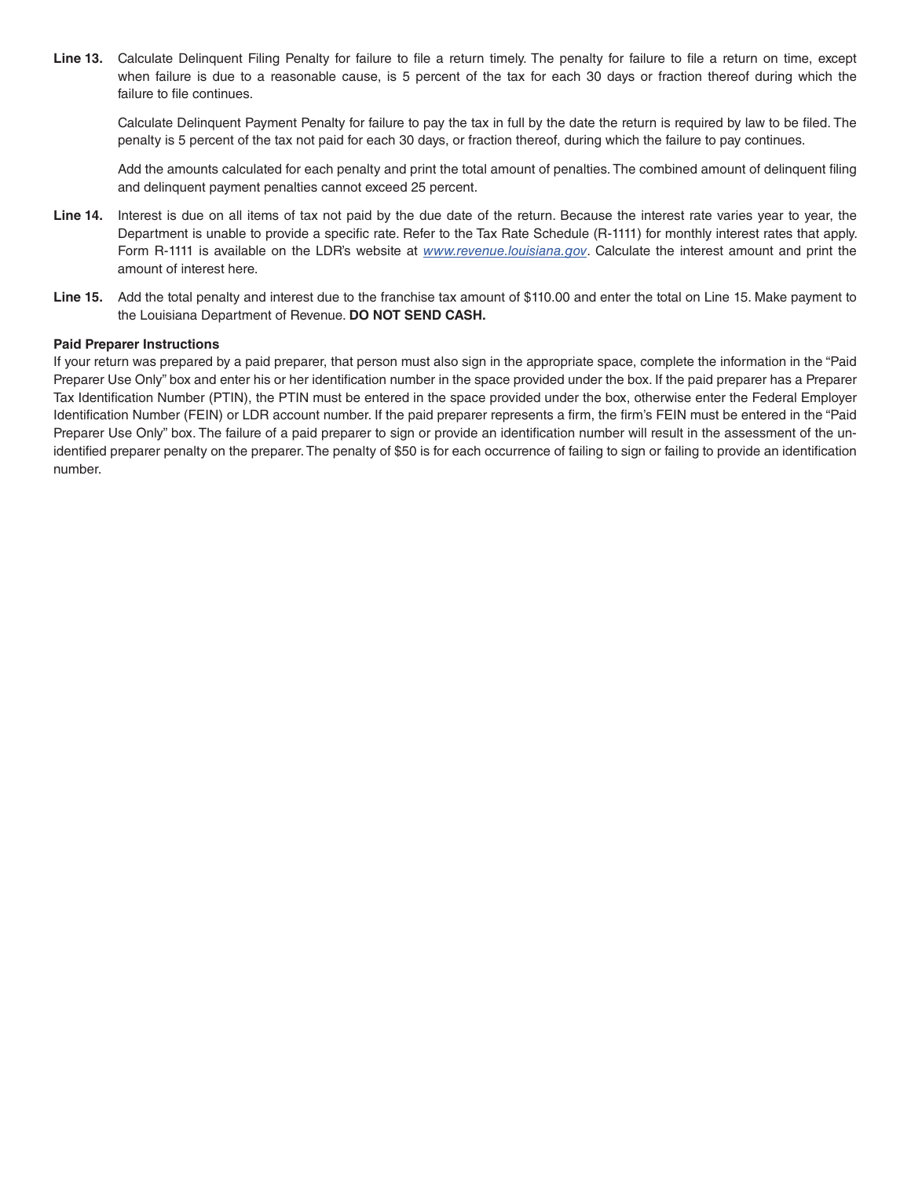**Line 13.** Calculate Delinquent Filing Penalty for failure to file a return timely. The penalty for failure to file a return on time, except when failure is due to a reasonable cause, is 5 percent of the tax for each 30 days or fraction thereof during which the failure to file continues.

Calculate Delinquent Payment Penalty for failure to pay the tax in full by the date the return is required by law to be filed. The penalty is 5 percent of the tax not paid for each 30 days, or fraction thereof, during which the failure to pay continues.

Add the amounts calculated for each penalty and print the total amount of penalties. The combined amount of delinquent filing and delinquent payment penalties cannot exceed 25 percent.

**Line 14.** Interest is due on all items of tax not paid by the due date of the return. Because the interest rate varies year to year, the Department is unable to provide a specific rate. Refer to the Tax Rate Schedule (R-1111) for monthly interest rates that apply. Form R-1111 is available on the LDR's website at *www.revenue.louisiana.gov*. Calculate the interest amount and print the amount of interest here.

**Line 15.** Add the total penalty and interest due to the franchise tax amount of $110.00 and enter the total on Line 15. Make payment to the Louisiana Department of Revenue. **DO NOT SEND CASH.**

**Paid Preparer Instructions**

If your return was prepared by a paid preparer, that person must also sign in the appropriate space, complete the information in the "Paid Preparer Use Only" box and enter his or her identification number in the space provided under the box. If the paid preparer has a Preparer Tax Identification Number (PTIN), the PTIN must be entered in the space provided under the box, otherwise enter the Federal Employer Identification Number (FEIN) or LDR account number. If the paid preparer represents a firm, the firm's FEIN must be entered in the "Paid Preparer Use Only" box. The failure of a paid preparer to sign or provide an identification number will result in the assessment of the un-identified preparer penalty on the preparer. The penalty of $50 is for each occurrence of failing to sign or failing to provide an identification number.